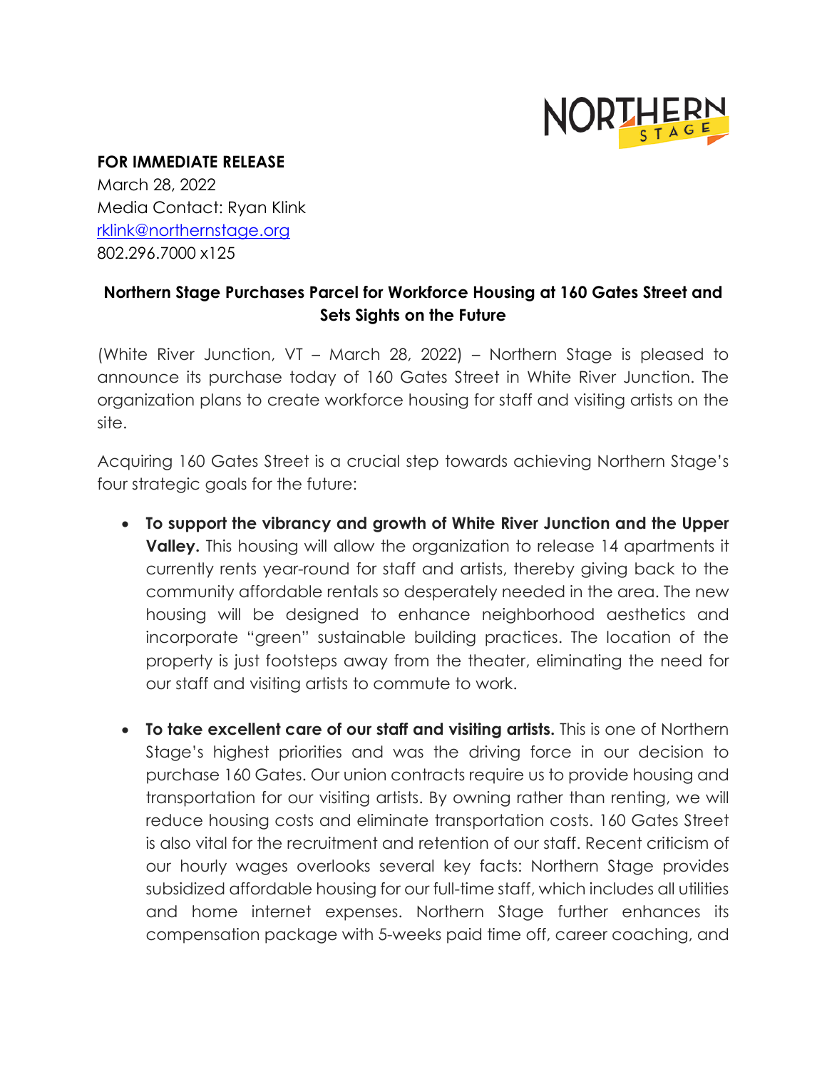**FOR IMMEDIATE RELEASE**
March 28, 2022
Media Contact: Ryan Klink
rklink@northernstage.org
802.296.7000 x125

**Northern Stage Purchases Parcel for Workforce Housing at 160 Gates Street and Sets Sights on the Future**

(White River Junction, VT – March 28, 2022) – Northern Stage is pleased to announce its purchase today of 160 Gates Street in White River Junction. The organization plans to create workforce housing for staff and visiting artists on the site.

Acquiring 160 Gates Street is a crucial step towards achieving Northern Stage's four strategic goals for the future:

- **To support the vibrancy and growth of White River Junction and the Upper Valley.** This housing will allow the organization to release 14 apartments it currently rents year-round for staff and artists, thereby giving back to the community affordable rentals so desperately needed in the area. The new housing will be designed to enhance neighborhood aesthetics and incorporate "green" sustainable building practices. The location of the property is just footsteps away from the theater, eliminating the need for our staff and visiting artists to commute to work.

- **To take excellent care of our staff and visiting artists.** This is one of Northern Stage's highest priorities and was the driving force in our decision to purchase 160 Gates. Our union contracts require us to provide housing and transportation for our visiting artists. By owning rather than renting, we will reduce housing costs and eliminate transportation costs. 160 Gates Street is also vital for the recruitment and retention of our staff. Recent criticism of our hourly wages overlooks several key facts: Northern Stage provides subsidized affordable housing for our full-time staff, which includes all utilities and home internet expenses. Northern Stage further enhances its compensation package with 5-weeks paid time off, career coaching, and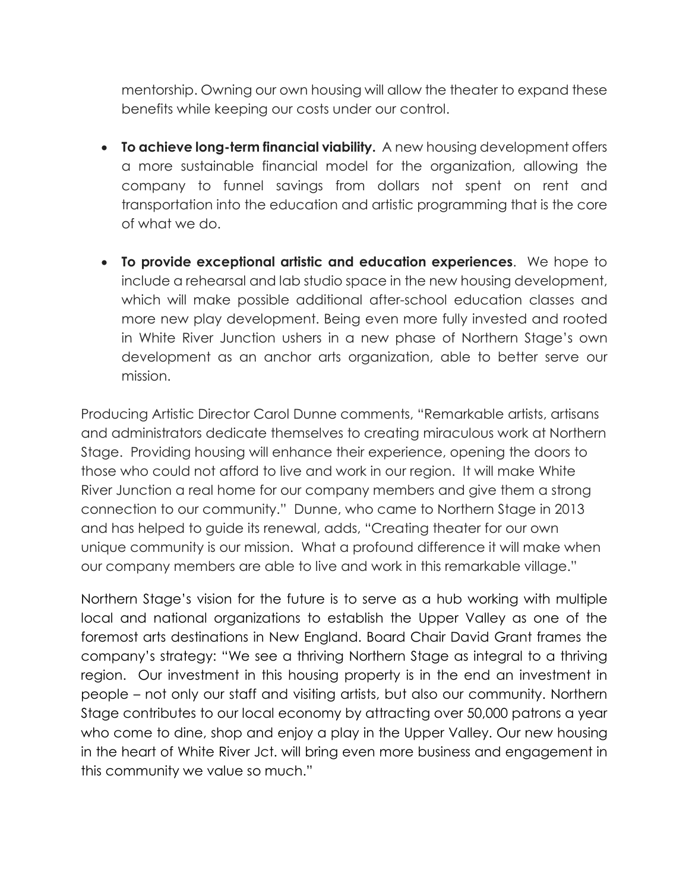mentorship. Owning our own housing will allow the theater to expand these benefits while keeping our costs under our control.

- **To achieve long-term financial viability.** A new housing development offers a more sustainable financial model for the organization, allowing the company to funnel savings from dollars not spent on rent and transportation into the education and artistic programming that is the core of what we do.

- **To provide exceptional artistic and education experiences**. We hope to include a rehearsal and lab studio space in the new housing development, which will make possible additional after-school education classes and more new play development. Being even more fully invested and rooted in White River Junction ushers in a new phase of Northern Stage's own development as an anchor arts organization, able to better serve our mission.

Producing Artistic Director Carol Dunne comments, "Remarkable artists, artisans and administrators dedicate themselves to creating miraculous work at Northern Stage. Providing housing will enhance their experience, opening the doors to those who could not afford to live and work in our region. It will make White River Junction a real home for our company members and give them a strong connection to our community." Dunne, who came to Northern Stage in 2013 and has helped to guide its renewal, adds, "Creating theater for our own unique community is our mission. What a profound difference it will make when our company members are able to live and work in this remarkable village."

Northern Stage's vision for the future is to serve as a hub working with multiple local and national organizations to establish the Upper Valley as one of the foremost arts destinations in New England. Board Chair David Grant frames the company's strategy: "We see a thriving Northern Stage as integral to a thriving region. Our investment in this housing property is in the end an investment in people – not only our staff and visiting artists, but also our community. Northern Stage contributes to our local economy by attracting over 50,000 patrons a year who come to dine, shop and enjoy a play in the Upper Valley. Our new housing in the heart of White River Jct. will bring even more business and engagement in this community we value so much."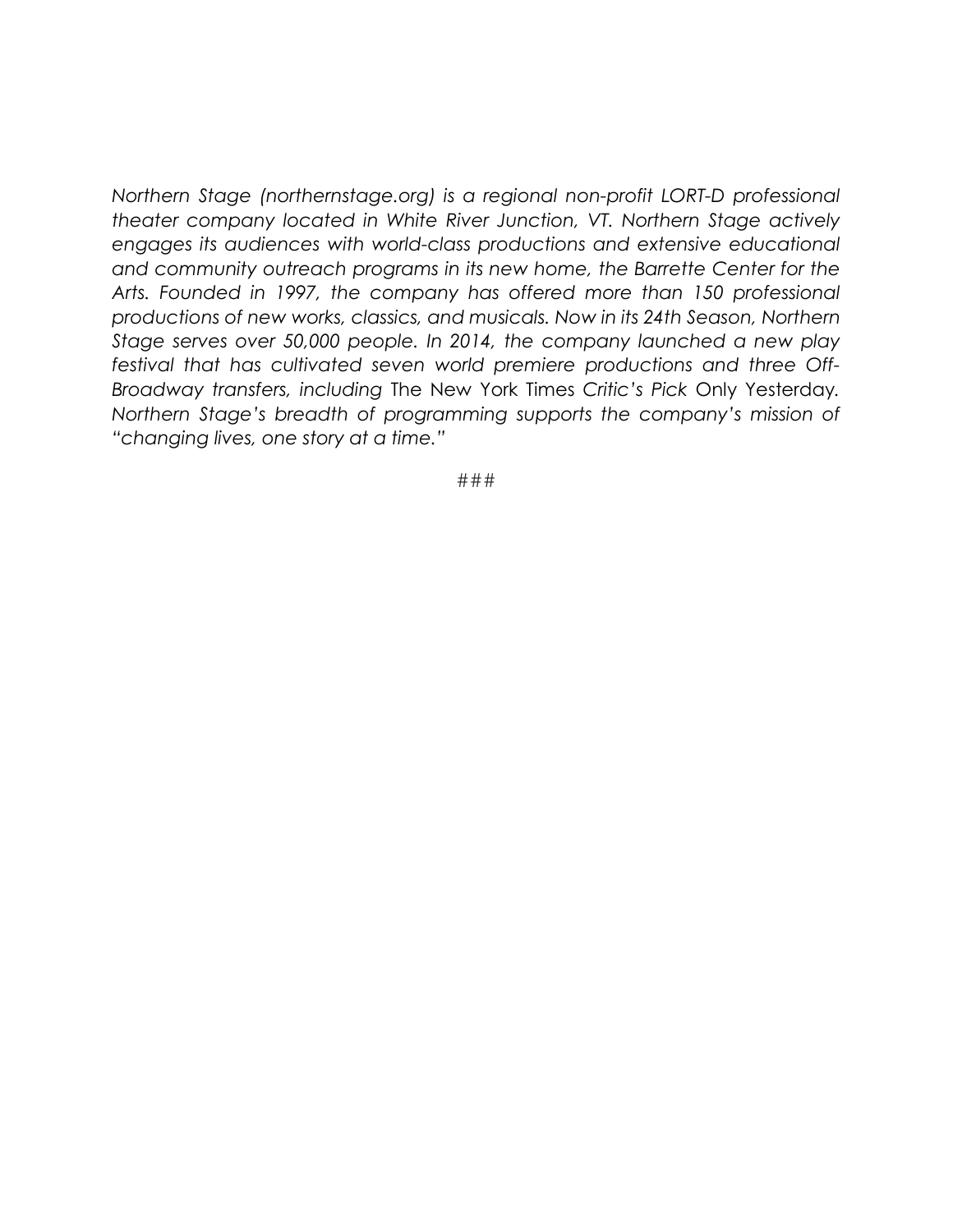*Northern Stage (northernstage.org) is a regional non-profit LORT-D professional theater company located in White River Junction, VT. Northern Stage actively engages its audiences with world-class productions and extensive educational and community outreach programs in its new home, the Barrette Center for the Arts. Founded in 1997, the company has offered more than 150 professional productions of new works, classics, and musicals. Now in its 24th Season, Northern Stage serves over 50,000 people. In 2014, the company launched a new play festival that has cultivated seven world premiere productions and three Off-Broadway transfers, including* The New York Times *Critic's Pick* Only Yesterday. *Northern Stage's breadth of programming supports the company's mission of "changing lives, one story at a time."*

###